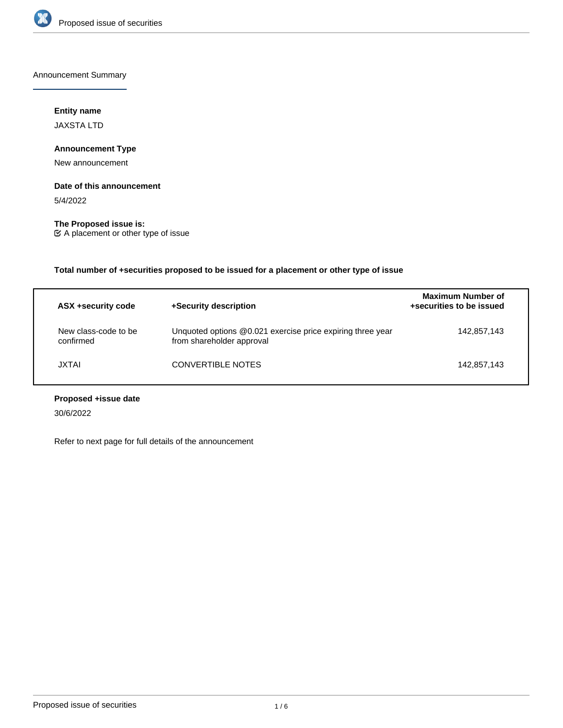Announcement Summary

**Entity name**

JAXSTA LTD

**Announcement Type**

New announcement

**Date of this announcement**

5/4/2022

**The Proposed issue is:**

☑ A placement or other type of issue

**Total number of +securities proposed to be issued for a placement or other type of issue**

| ASX +security code | +Security description | Maximum Number of +securities to be issued |
| --- | --- | --- |
| New class-code to be confirmed | Unquoted options @0.021 exercise price expiring three year from shareholder approval | 142,857,143 |
| JXTAI | CONVERTIBLE NOTES | 142,857,143 |

**Proposed +issue date**

30/6/2022

Refer to next page for full details of the announcement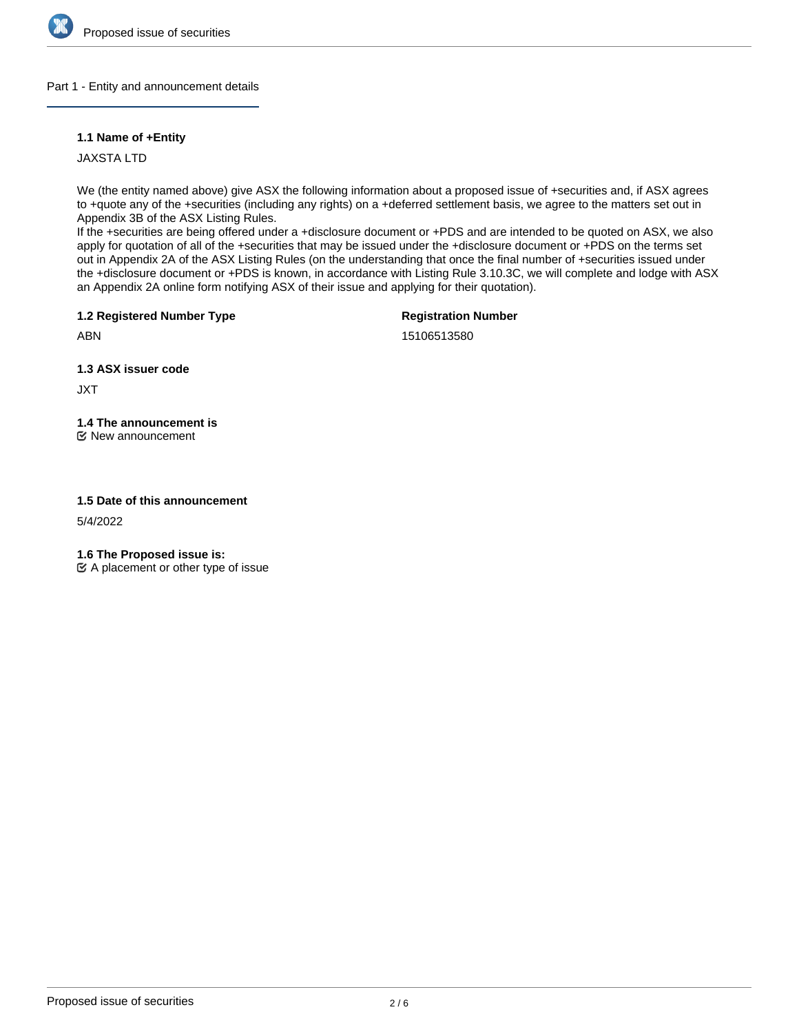## Part 1 - Entity and announcement details

### 1.1 Name of +Entity

JAXSTA LTD

We (the entity named above) give ASX the following information about a proposed issue of +securities and, if ASX agrees to +quote any of the +securities (including any rights) on a +deferred settlement basis, we agree to the matters set out in Appendix 3B of the ASX Listing Rules.
If the +securities are being offered under a +disclosure document or +PDS and are intended to be quoted on ASX, we also apply for quotation of all of the +securities that may be issued under the +disclosure document or +PDS on the terms set out in Appendix 2A of the ASX Listing Rules (on the understanding that once the final number of +securities issued under the +disclosure document or +PDS is known, in accordance with Listing Rule 3.10.3C, we will complete and lodge with ASX an Appendix 2A online form notifying ASX of their issue and applying for their quotation).

### 1.2 Registered Number Type

ABN

### Registration Number

15106513580

### 1.3 ASX issuer code

JXT

### 1.4 The announcement is

☑ New announcement

### 1.5 Date of this announcement

5/4/2022

### 1.6 The Proposed issue is:

☑ A placement or other type of issue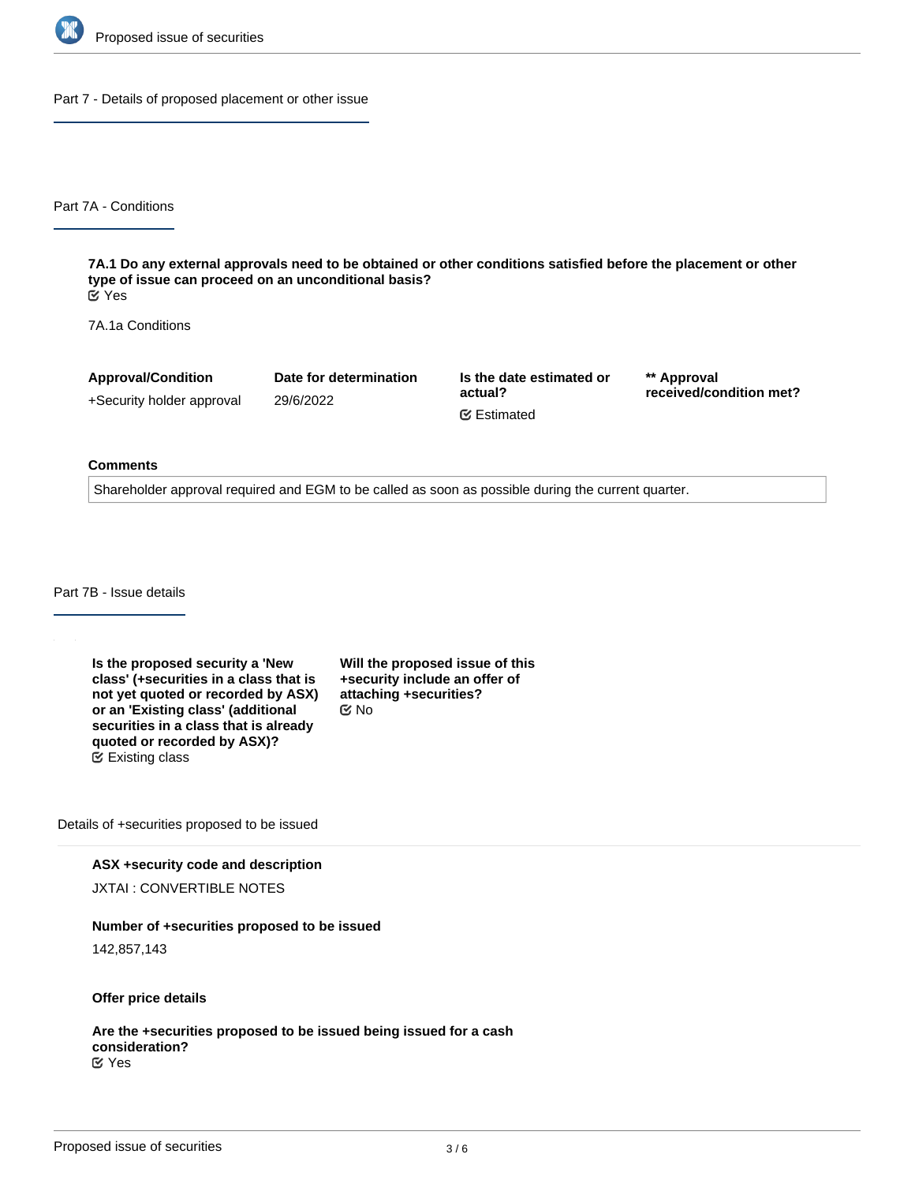## Part 7 - Details of proposed placement or other issue

### Part 7A - Conditions

**7A.1 Do any external approvals need to be obtained or other conditions satisfied before the placement or other type of issue can proceed on an unconditional basis?**
Yes

7A.1a Conditions

| Approval/Condition | Date for determination | Is the date estimated or actual? | ** Approval received/condition met? |
| --- | --- | --- | --- |
| +Security holder approval | 29/6/2022 | Estimated | |

**Comments**

Shareholder approval required and EGM to be called as soon as possible during the current quarter.

### Part 7B - Issue details

**Is the proposed security a 'New class' (+securities in a class that is not yet quoted or recorded by ASX) or an 'Existing class' (additional securities in a class that is already quoted or recorded by ASX)?**
Existing class

**Will the proposed issue of this +security include an offer of attaching +securities?**
No

Details of +securities proposed to be issued

**ASX +security code and description**

JXTAI : CONVERTIBLE NOTES

**Number of +securities proposed to be issued**

142,857,143

**Offer price details**

**Are the +securities proposed to be issued being issued for a cash consideration?**
Yes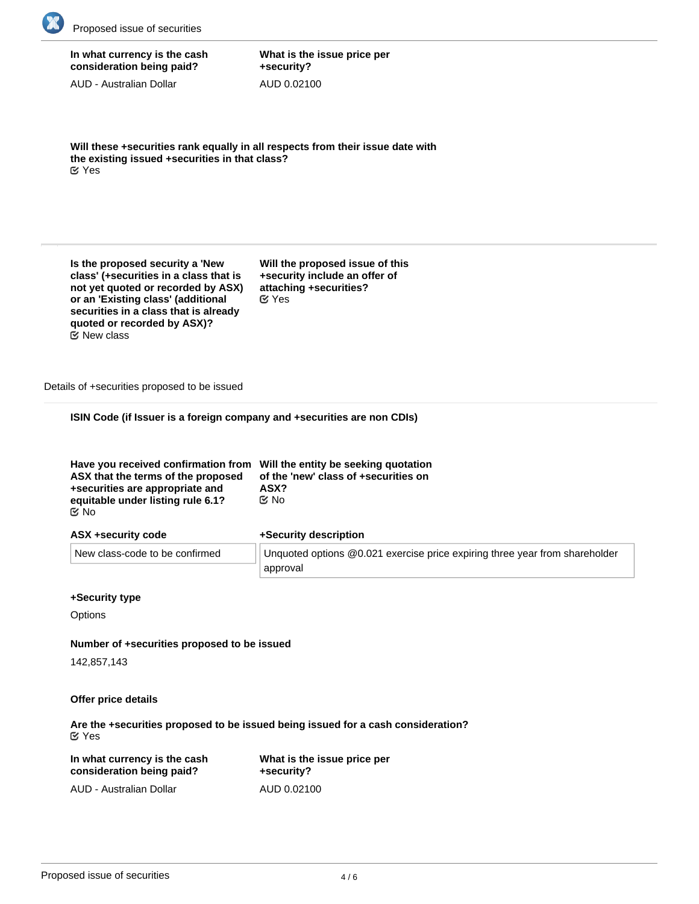**In what currency is the cash consideration being paid?**

AUD - Australian Dollar

**What is the issue price per +security?**

AUD 0.02100

**Will these +securities rank equally in all respects from their issue date with the existing issued +securities in that class?**

☑ Yes

---

**Is the proposed security a 'New class' (+securities in a class that is not yet quoted or recorded by ASX) or an 'Existing class' (additional securities in a class that is already quoted or recorded by ASX)?**

☑ New class

**Will the proposed issue of this +security include an offer of attaching +securities?**

☑ Yes

Details of +securities proposed to be issued

**ISIN Code (if Issuer is a foreign company and +securities are non CDIs)**

**Have you received confirmation from ASX that the terms of the proposed +securities are appropriate and equitable under listing rule 6.1?**

☑ No

**Will the entity be seeking quotation of the 'new' class of +securities on ASX?**

☑ No

| ASX +security code | +Security description |
| --- | --- |
| New class-code to be confirmed | Unquoted options @0.021 exercise price expiring three year from shareholder approval |

**+Security type**

Options

**Number of +securities proposed to be issued**

142,857,143

**Offer price details**

**Are the +securities proposed to be issued being issued for a cash consideration?**

☑ Yes

**In what currency is the cash consideration being paid?**

AUD - Australian Dollar

**What is the issue price per +security?**

AUD 0.02100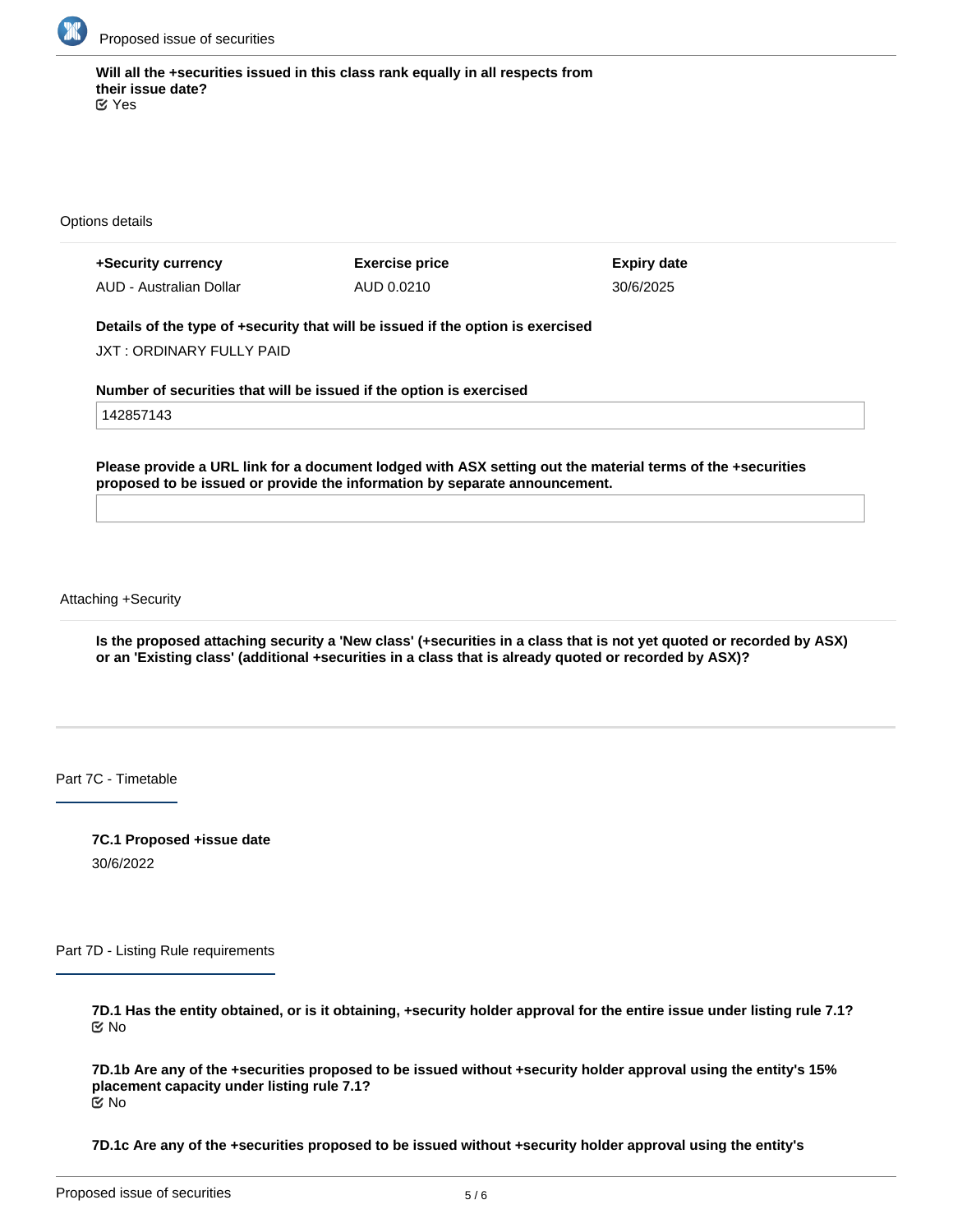**Will all the +securities issued in this class rank equally in all respects from their issue date?**
☑ Yes

Options details

| **+Security currency** | **Exercise price** | **Expiry date** |
| --- | --- | --- |
| AUD - Australian Dollar | AUD 0.0210 | 30/6/2025 |

**Details of the type of +security that will be issued if the option is exercised**

JXT : ORDINARY FULLY PAID

**Number of securities that will be issued if the option is exercised**

142857143

**Please provide a URL link for a document lodged with ASX setting out the material terms of the +securities proposed to be issued or provide the information by separate announcement.**

Attaching +Security

**Is the proposed attaching security a 'New class' (+securities in a class that is not yet quoted or recorded by ASX) or an 'Existing class' (additional +securities in a class that is already quoted or recorded by ASX)?**

## Part 7C - Timetable

**7C.1 Proposed +issue date**

30/6/2022

## Part 7D - Listing Rule requirements

**7D.1 Has the entity obtained, or is it obtaining, +security holder approval for the entire issue under listing rule 7.1?**
☑ No

**7D.1b Are any of the +securities proposed to be issued without +security holder approval using the entity's 15% placement capacity under listing rule 7.1?**
☑ No

**7D.1c Are any of the +securities proposed to be issued without +security holder approval using the entity's**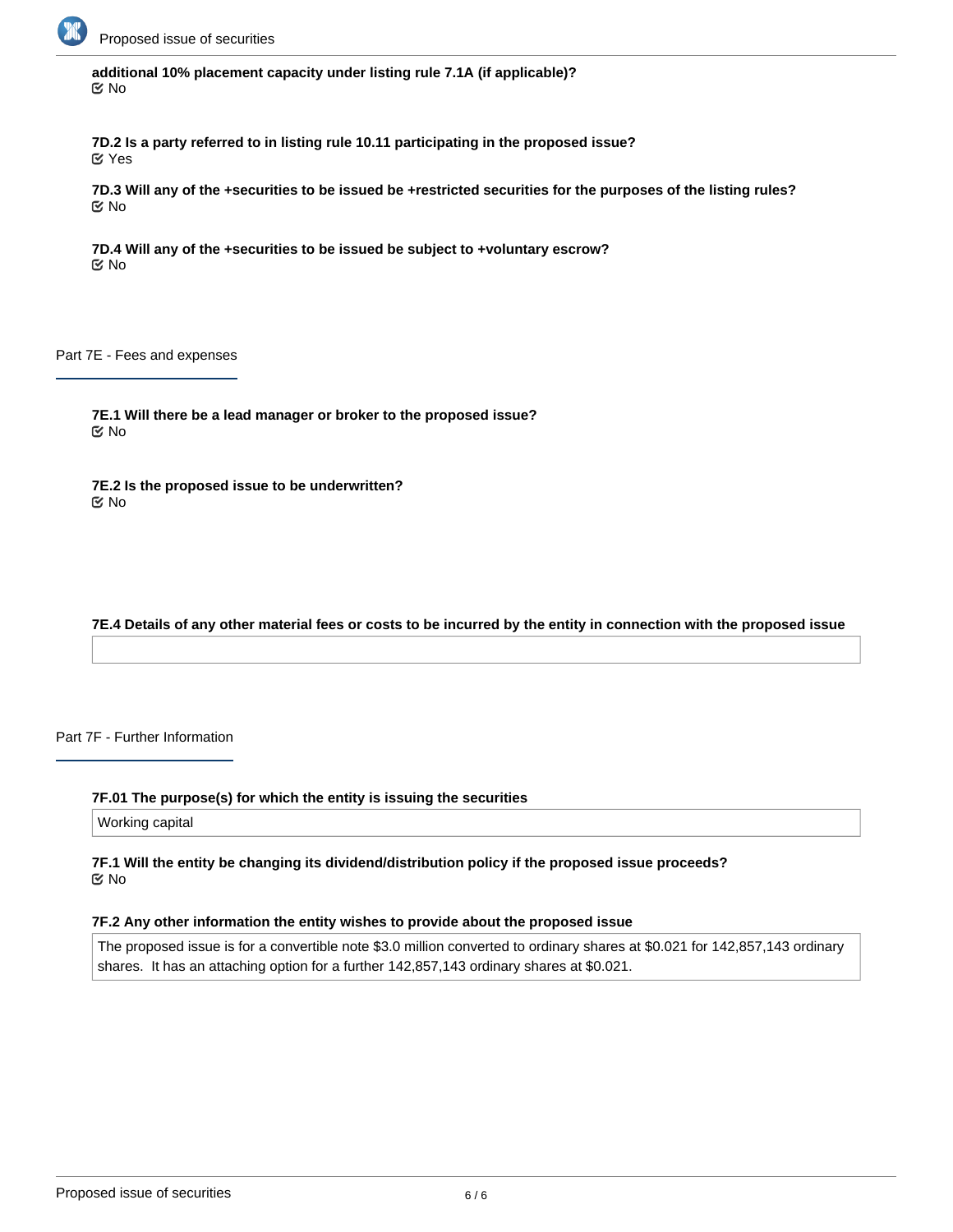**additional 10% placement capacity under listing rule 7.1A (if applicable)?**
☑ No

**7D.2 Is a party referred to in listing rule 10.11 participating in the proposed issue?**
☑ Yes

**7D.3 Will any of the +securities to be issued be +restricted securities for the purposes of the listing rules?**
☑ No

**7D.4 Will any of the +securities to be issued be subject to +voluntary escrow?**
☑ No

## Part 7E - Fees and expenses

**7E.1 Will there be a lead manager or broker to the proposed issue?**
☑ No

**7E.2 Is the proposed issue to be underwritten?**
☑ No

**7E.4 Details of any other material fees or costs to be incurred by the entity in connection with the proposed issue**

## Part 7F - Further Information

**7F.01 The purpose(s) for which the entity is issuing the securities**

Working capital

**7F.1 Will the entity be changing its dividend/distribution policy if the proposed issue proceeds?**
☑ No

**7F.2 Any other information the entity wishes to provide about the proposed issue**

The proposed issue is for a convertible note $3.0 million converted to ordinary shares at $0.021 for 142,857,143 ordinary shares. It has an attaching option for a further 142,857,143 ordinary shares at $0.021.